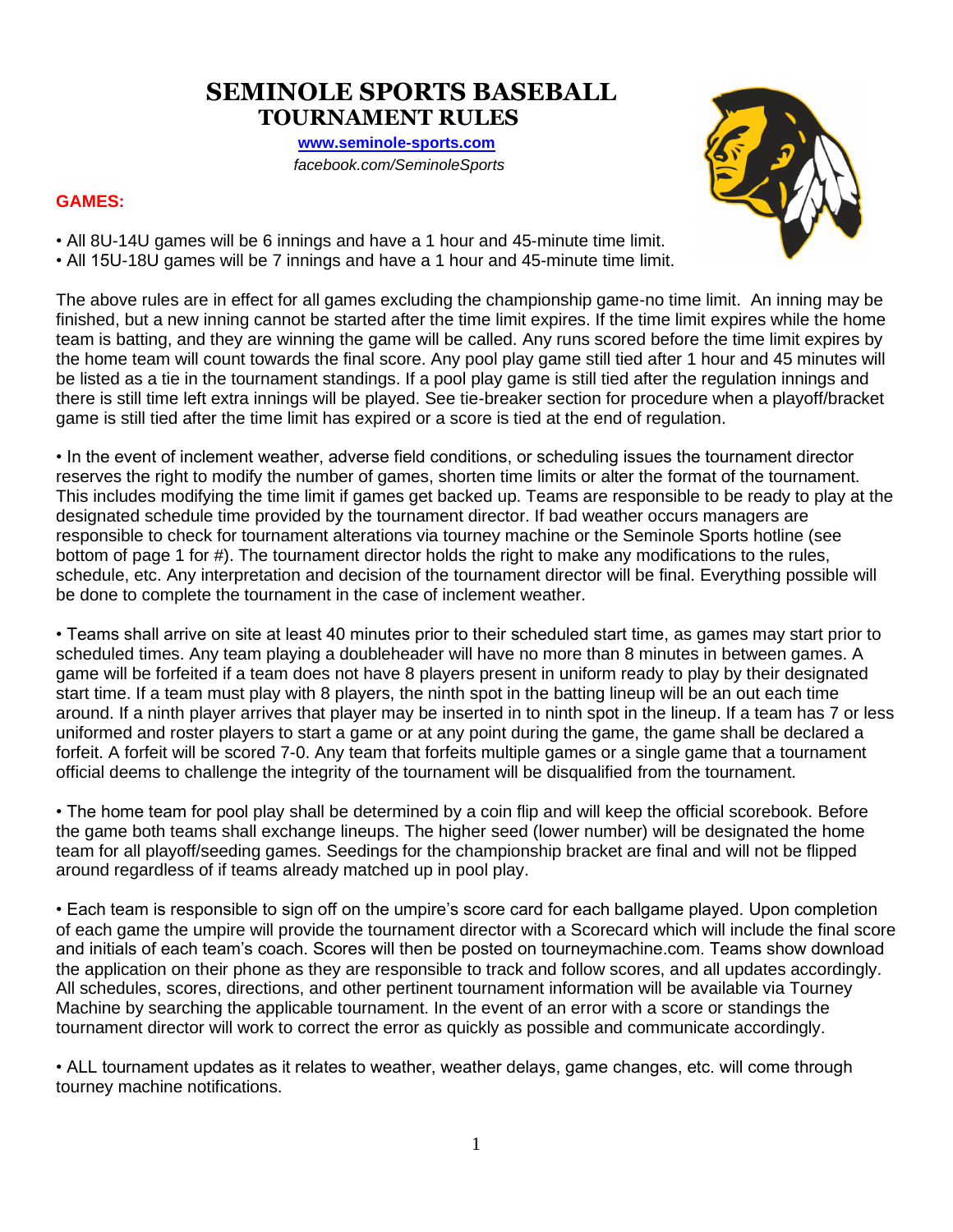# SEMINOLE SPORTS BASEBALL
## TOURNAMENT RULES

**www.seminole-sports.com**

*facebook.com/SeminoleSports*

### GAMES:

- All 8U-14U games will be 6 innings and have a 1 hour and 45-minute time limit.
- All 15U-18U games will be 7 innings and have a 1 hour and 45-minute time limit.

The above rules are in effect for all games excluding the championship game-no time limit. An inning may be finished, but a new inning cannot be started after the time limit expires. If the time limit expires while the home team is batting, and they are winning the game will be called. Any runs scored before the time limit expires by the home team will count towards the final score. Any pool play game still tied after 1 hour and 45 minutes will be listed as a tie in the tournament standings. If a pool play game is still tied after the regulation innings and there is still time left extra innings will be played. See tie-breaker section for procedure when a playoff/bracket game is still tied after the time limit has expired or a score is tied at the end of regulation.

- In the event of inclement weather, adverse field conditions, or scheduling issues the tournament director reserves the right to modify the number of games, shorten time limits or alter the format of the tournament. This includes modifying the time limit if games get backed up. Teams are responsible to be ready to play at the designated schedule time provided by the tournament director. If bad weather occurs managers are responsible to check for tournament alterations via tourney machine or the Seminole Sports hotline (see bottom of page 1 for #). The tournament director holds the right to make any modifications to the rules, schedule, etc. Any interpretation and decision of the tournament director will be final. Everything possible will be done to complete the tournament in the case of inclement weather.

- Teams shall arrive on site at least 40 minutes prior to their scheduled start time, as games may start prior to scheduled times. Any team playing a doubleheader will have no more than 8 minutes in between games. A game will be forfeited if a team does not have 8 players present in uniform ready to play by their designated start time. If a team must play with 8 players, the ninth spot in the batting lineup will be an out each time around. If a ninth player arrives that player may be inserted in to ninth spot in the lineup. If a team has 7 or less uniformed and roster players to start a game or at any point during the game, the game shall be declared a forfeit. A forfeit will be scored 7-0. Any team that forfeits multiple games or a single game that a tournament official deems to challenge the integrity of the tournament will be disqualified from the tournament.

- The home team for pool play shall be determined by a coin flip and will keep the official scorebook. Before the game both teams shall exchange lineups. The higher seed (lower number) will be designated the home team for all playoff/seeding games. Seedings for the championship bracket are final and will not be flipped around regardless of if teams already matched up in pool play.

- Each team is responsible to sign off on the umpire's score card for each ballgame played. Upon completion of each game the umpire will provide the tournament director with a Scorecard which will include the final score and initials of each team's coach. Scores will then be posted on tourneymachine.com. Teams show download the application on their phone as they are responsible to track and follow scores, and all updates accordingly. All schedules, scores, directions, and other pertinent tournament information will be available via Tourney Machine by searching the applicable tournament. In the event of an error with a score or standings the tournament director will work to correct the error as quickly as possible and communicate accordingly.

- ALL tournament updates as it relates to weather, weather delays, game changes, etc. will come through tourney machine notifications.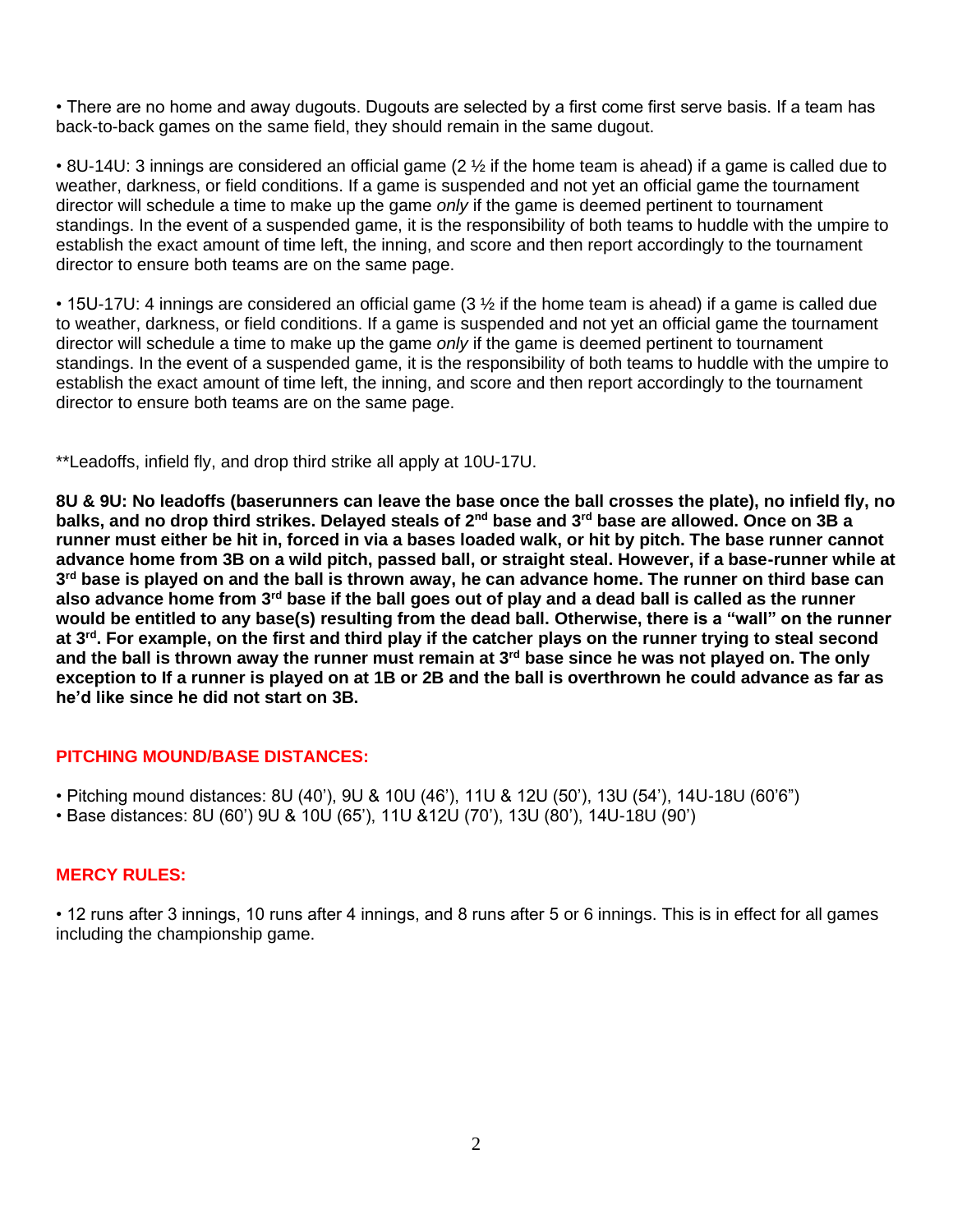• There are no home and away dugouts. Dugouts are selected by a first come first serve basis. If a team has back-to-back games on the same field, they should remain in the same dugout.

• 8U-14U: 3 innings are considered an official game (2 ½ if the home team is ahead) if a game is called due to weather, darkness, or field conditions. If a game is suspended and not yet an official game the tournament director will schedule a time to make up the game *only* if the game is deemed pertinent to tournament standings. In the event of a suspended game, it is the responsibility of both teams to huddle with the umpire to establish the exact amount of time left, the inning, and score and then report accordingly to the tournament director to ensure both teams are on the same page.

• 15U-17U: 4 innings are considered an official game (3 ½ if the home team is ahead) if a game is called due to weather, darkness, or field conditions. If a game is suspended and not yet an official game the tournament director will schedule a time to make up the game *only* if the game is deemed pertinent to tournament standings. In the event of a suspended game, it is the responsibility of both teams to huddle with the umpire to establish the exact amount of time left, the inning, and score and then report accordingly to the tournament director to ensure both teams are on the same page.

**Leadoffs, infield fly, and drop third strike all apply at 10U-17U.

**8U & 9U: No leadoffs (baserunners can leave the base once the ball crosses the plate), no infield fly, no balks, and no drop third strikes. Delayed steals of 2nd base and 3rd base are allowed. Once on 3B a runner must either be hit in, forced in via a bases loaded walk, or hit by pitch. The base runner cannot advance home from 3B on a wild pitch, passed ball, or straight steal. However, if a base-runner while at 3rd base is played on and the ball is thrown away, he can advance home. The runner on third base can also advance home from 3rd base if the ball goes out of play and a dead ball is called as the runner would be entitled to any base(s) resulting from the dead ball. Otherwise, there is a "wall" on the runner at 3rd. For example, on the first and third play if the catcher plays on the runner trying to steal second and the ball is thrown away the runner must remain at 3rd base since he was not played on. The only exception to If a runner is played on at 1B or 2B and the ball is overthrown he could advance as far as he'd like since he did not start on 3B.**

## PITCHING MOUND/BASE DISTANCES:

• Pitching mound distances: 8U (40'), 9U & 10U (46'), 11U & 12U (50'), 13U (54'), 14U-18U (60'6")
• Base distances: 8U (60') 9U & 10U (65'), 11U &12U (70'), 13U (80'), 14U-18U (90')

## MERCY RULES:

• 12 runs after 3 innings, 10 runs after 4 innings, and 8 runs after 5 or 6 innings. This is in effect for all games including the championship game.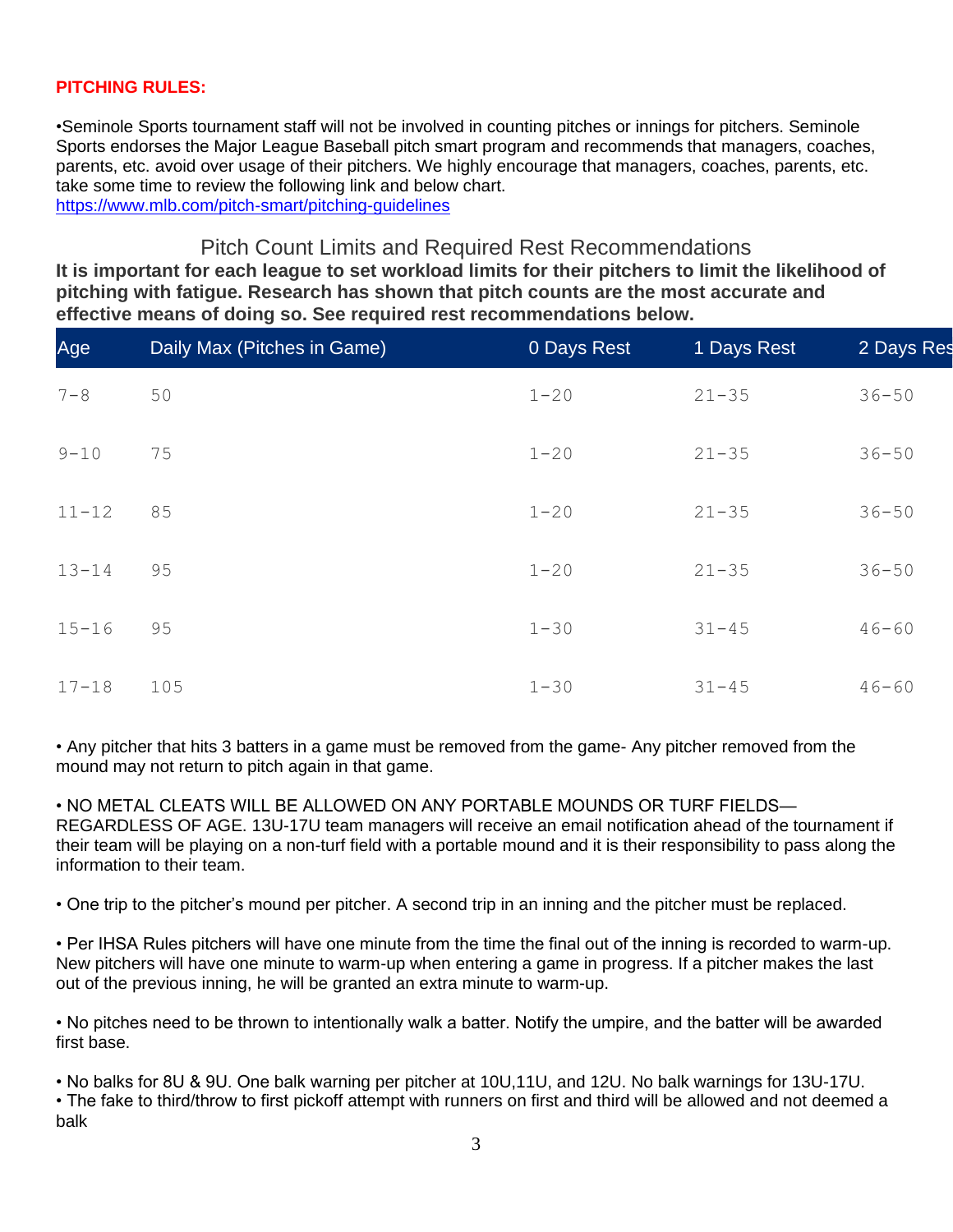**PITCHING RULES:**

•Seminole Sports tournament staff will not be involved in counting pitches or innings for pitchers. Seminole Sports endorses the Major League Baseball pitch smart program and recommends that managers, coaches, parents, etc. avoid over usage of their pitchers. We highly encourage that managers, coaches, parents, etc. take some time to review the following link and below chart.
https://www.mlb.com/pitch-smart/pitching-guidelines

## Pitch Count Limits and Required Rest Recommendations

**It is important for each league to set workload limits for their pitchers to limit the likelihood of pitching with fatigue. Research has shown that pitch counts are the most accurate and effective means of doing so. See required rest recommendations below.**

| Age | Daily Max (Pitches in Game) | 0 Days Rest | 1 Days Rest | 2 Days Res |
|---|---|---|---|---|
| 7-8 | 50 | 1-20 | 21-35 | 36-50 |
| 9-10 | 75 | 1-20 | 21-35 | 36-50 |
| 11-12 | 85 | 1-20 | 21-35 | 36-50 |
| 13-14 | 95 | 1-20 | 21-35 | 36-50 |
| 15-16 | 95 | 1-30 | 31-45 | 46-60 |
| 17-18 | 105 | 1-30 | 31-45 | 46-60 |

• Any pitcher that hits 3 batters in a game must be removed from the game- Any pitcher removed from the mound may not return to pitch again in that game.

• NO METAL CLEATS WILL BE ALLOWED ON ANY PORTABLE MOUNDS OR TURF FIELDS— REGARDLESS OF AGE. 13U-17U team managers will receive an email notification ahead of the tournament if their team will be playing on a non-turf field with a portable mound and it is their responsibility to pass along the information to their team.

• One trip to the pitcher's mound per pitcher. A second trip in an inning and the pitcher must be replaced.

• Per IHSA Rules pitchers will have one minute from the time the final out of the inning is recorded to warm-up. New pitchers will have one minute to warm-up when entering a game in progress. If a pitcher makes the last out of the previous inning, he will be granted an extra minute to warm-up.

• No pitches need to be thrown to intentionally walk a batter. Notify the umpire, and the batter will be awarded first base.

• No balks for 8U & 9U. One balk warning per pitcher at 10U,11U, and 12U. No balk warnings for 13U-17U.
• The fake to third/throw to first pickoff attempt with runners on first and third will be allowed and not deemed a balk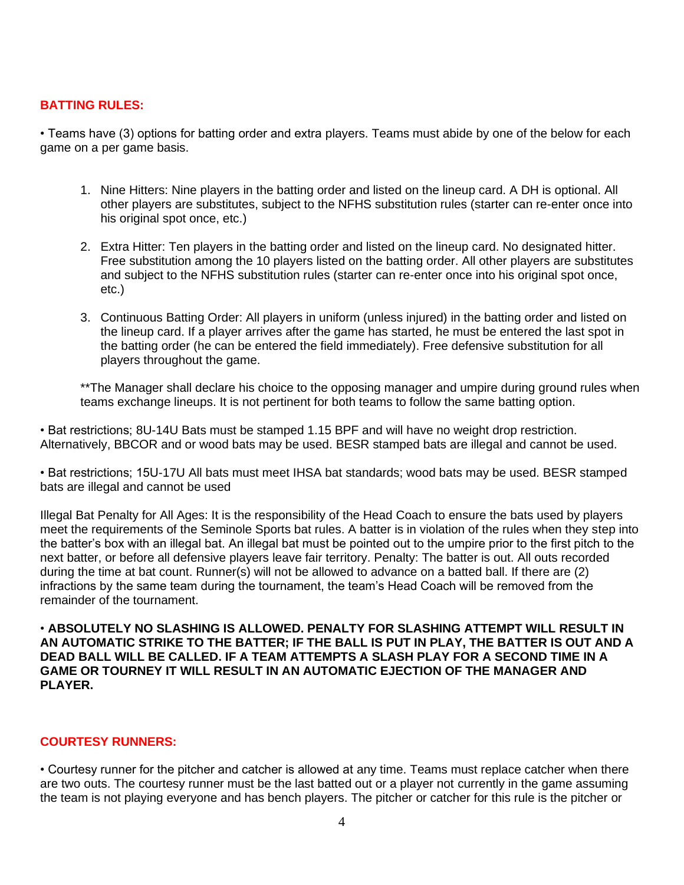## BATTING RULES:

• Teams have (3) options for batting order and extra players. Teams must abide by one of the below for each game on a per game basis.

1. Nine Hitters: Nine players in the batting order and listed on the lineup card. A DH is optional. All other players are substitutes, subject to the NFHS substitution rules (starter can re-enter once into his original spot once, etc.)
2. Extra Hitter: Ten players in the batting order and listed on the lineup card. No designated hitter. Free substitution among the 10 players listed on the batting order. All other players are substitutes and subject to the NFHS substitution rules (starter can re-enter once into his original spot once, etc.)
3. Continuous Batting Order: All players in uniform (unless injured) in the batting order and listed on the lineup card. If a player arrives after the game has started, he must be entered the last spot in the batting order (he can be entered the field immediately). Free defensive substitution for all players throughout the game.

**The Manager shall declare his choice to the opposing manager and umpire during ground rules when teams exchange lineups. It is not pertinent for both teams to follow the same batting option.

• Bat restrictions; 8U-14U Bats must be stamped 1.15 BPF and will have no weight drop restriction. Alternatively, BBCOR and or wood bats may be used. BESR stamped bats are illegal and cannot be used.

• Bat restrictions; 15U-17U All bats must meet IHSA bat standards; wood bats may be used. BESR stamped bats are illegal and cannot be used

Illegal Bat Penalty for All Ages: It is the responsibility of the Head Coach to ensure the bats used by players meet the requirements of the Seminole Sports bat rules. A batter is in violation of the rules when they step into the batter's box with an illegal bat. An illegal bat must be pointed out to the umpire prior to the first pitch to the next batter, or before all defensive players leave fair territory. Penalty: The batter is out. All outs recorded during the time at bat count. Runner(s) will not be allowed to advance on a batted ball. If there are (2) infractions by the same team during the tournament, the team's Head Coach will be removed from the remainder of the tournament.

• **ABSOLUTELY NO SLASHING IS ALLOWED. PENALTY FOR SLASHING ATTEMPT WILL RESULT IN AN AUTOMATIC STRIKE TO THE BATTER; IF THE BALL IS PUT IN PLAY, THE BATTER IS OUT AND A DEAD BALL WILL BE CALLED. IF A TEAM ATTEMPTS A SLASH PLAY FOR A SECOND TIME IN A GAME OR TOURNEY IT WILL RESULT IN AN AUTOMATIC EJECTION OF THE MANAGER AND PLAYER.**

## COURTESY RUNNERS:

• Courtesy runner for the pitcher and catcher is allowed at any time. Teams must replace catcher when there are two outs. The courtesy runner must be the last batted out or a player not currently in the game assuming the team is not playing everyone and has bench players. The pitcher or catcher for this rule is the pitcher or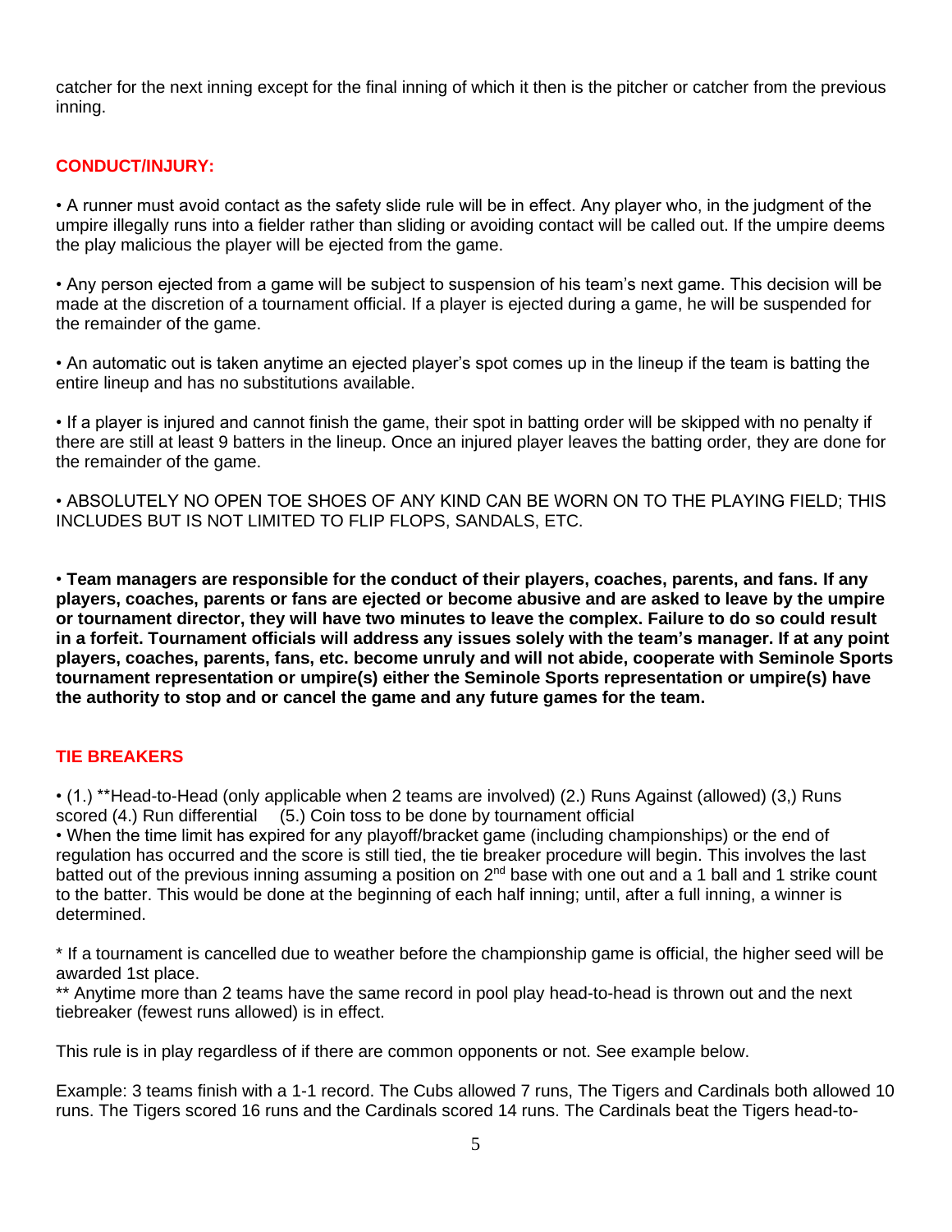catcher for the next inning except for the final inning of which it then is the pitcher or catcher from the previous inning.

## CONDUCT/INJURY:

• A runner must avoid contact as the safety slide rule will be in effect. Any player who, in the judgment of the umpire illegally runs into a fielder rather than sliding or avoiding contact will be called out. If the umpire deems the play malicious the player will be ejected from the game.

• Any person ejected from a game will be subject to suspension of his team's next game. This decision will be made at the discretion of a tournament official. If a player is ejected during a game, he will be suspended for the remainder of the game.

• An automatic out is taken anytime an ejected player's spot comes up in the lineup if the team is batting the entire lineup and has no substitutions available.

• If a player is injured and cannot finish the game, their spot in batting order will be skipped with no penalty if there are still at least 9 batters in the lineup. Once an injured player leaves the batting order, they are done for the remainder of the game.

• ABSOLUTELY NO OPEN TOE SHOES OF ANY KIND CAN BE WORN ON TO THE PLAYING FIELD; THIS INCLUDES BUT IS NOT LIMITED TO FLIP FLOPS, SANDALS, ETC.

• **Team managers are responsible for the conduct of their players, coaches, parents, and fans. If any players, coaches, parents or fans are ejected or become abusive and are asked to leave by the umpire or tournament director, they will have two minutes to leave the complex. Failure to do so could result in a forfeit. Tournament officials will address any issues solely with the team's manager. If at any point players, coaches, parents, fans, etc. become unruly and will not abide, cooperate with Seminole Sports tournament representation or umpire(s) either the Seminole Sports representation or umpire(s) have the authority to stop and or cancel the game and any future games for the team.**

## TIE BREAKERS

• (1.) **Head-to-Head (only applicable when 2 teams are involved) (2.) Runs Against (allowed) (3,) Runs scored (4.) Run differential (5.) Coin toss to be done by tournament official

• When the time limit has expired for any playoff/bracket game (including championships) or the end of regulation has occurred and the score is still tied, the tie breaker procedure will begin. This involves the last batted out of the previous inning assuming a position on 2nd base with one out and a 1 ball and 1 strike count to the batter. This would be done at the beginning of each half inning; until, after a full inning, a winner is determined.

* If a tournament is cancelled due to weather before the championship game is official, the higher seed will be awarded 1st place.
** Anytime more than 2 teams have the same record in pool play head-to-head is thrown out and the next tiebreaker (fewest runs allowed) is in effect.

This rule is in play regardless of if there are common opponents or not. See example below.

Example: 3 teams finish with a 1-1 record. The Cubs allowed 7 runs, The Tigers and Cardinals both allowed 10 runs. The Tigers scored 16 runs and the Cardinals scored 14 runs. The Cardinals beat the Tigers head-to-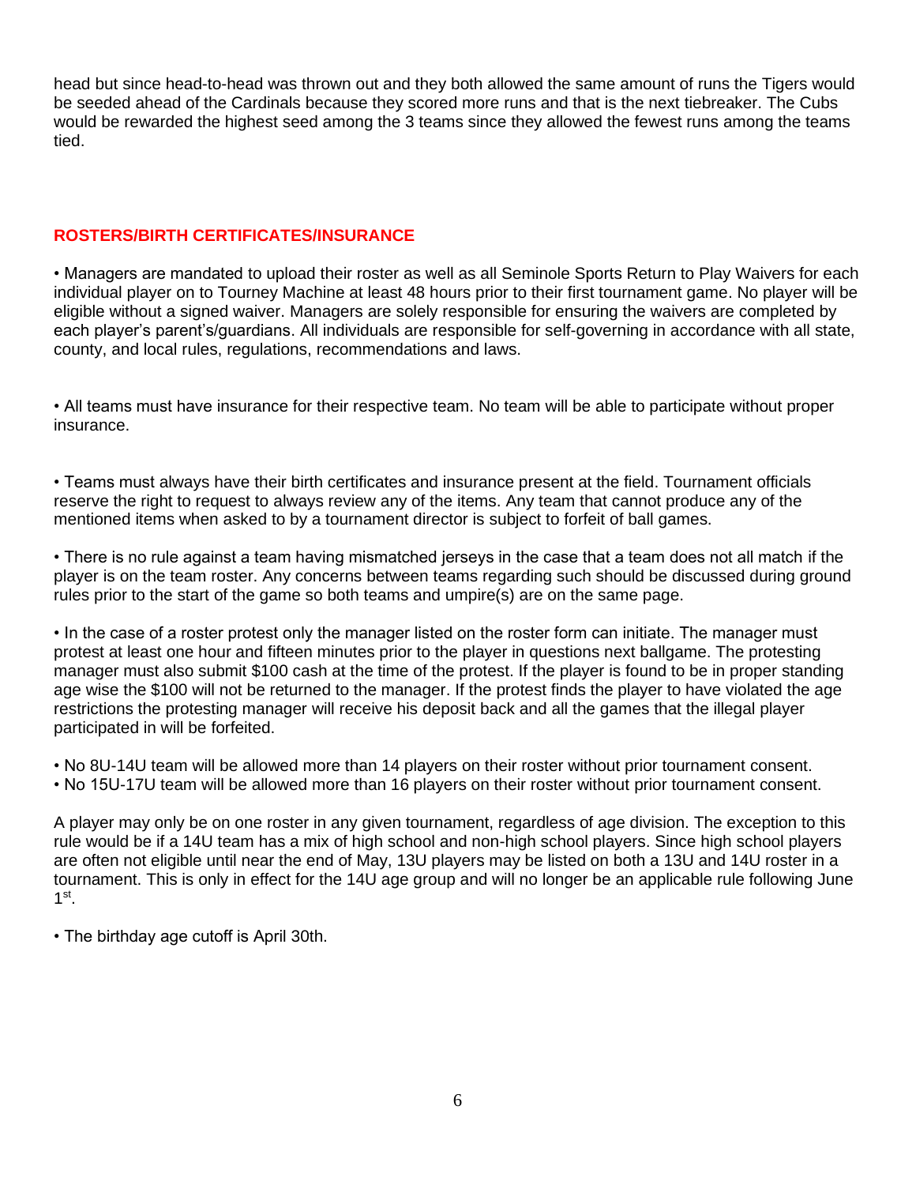head but since head-to-head was thrown out and they both allowed the same amount of runs the Tigers would be seeded ahead of the Cardinals because they scored more runs and that is the next tiebreaker. The Cubs would be rewarded the highest seed among the 3 teams since they allowed the fewest runs among the teams tied.

## ROSTERS/BIRTH CERTIFICATES/INSURANCE

• Managers are mandated to upload their roster as well as all Seminole Sports Return to Play Waivers for each individual player on to Tourney Machine at least 48 hours prior to their first tournament game. No player will be eligible without a signed waiver. Managers are solely responsible for ensuring the waivers are completed by each player's parent's/guardians. All individuals are responsible for self-governing in accordance with all state, county, and local rules, regulations, recommendations and laws.

• All teams must have insurance for their respective team. No team will be able to participate without proper insurance.

• Teams must always have their birth certificates and insurance present at the field. Tournament officials reserve the right to request to always review any of the items. Any team that cannot produce any of the mentioned items when asked to by a tournament director is subject to forfeit of ball games.

• There is no rule against a team having mismatched jerseys in the case that a team does not all match if the player is on the team roster. Any concerns between teams regarding such should be discussed during ground rules prior to the start of the game so both teams and umpire(s) are on the same page.

• In the case of a roster protest only the manager listed on the roster form can initiate. The manager must protest at least one hour and fifteen minutes prior to the player in questions next ballgame. The protesting manager must also submit $100 cash at the time of the protest. If the player is found to be in proper standing age wise the $100 will not be returned to the manager. If the protest finds the player to have violated the age restrictions the protesting manager will receive his deposit back and all the games that the illegal player participated in will be forfeited.

• No 8U-14U team will be allowed more than 14 players on their roster without prior tournament consent.
• No 15U-17U team will be allowed more than 16 players on their roster without prior tournament consent.

A player may only be on one roster in any given tournament, regardless of age division. The exception to this rule would be if a 14U team has a mix of high school and non-high school players. Since high school players are often not eligible until near the end of May, 13U players may be listed on both a 13U and 14U roster in a tournament. This is only in effect for the 14U age group and will no longer be an applicable rule following June 1st.

• The birthday age cutoff is April 30th.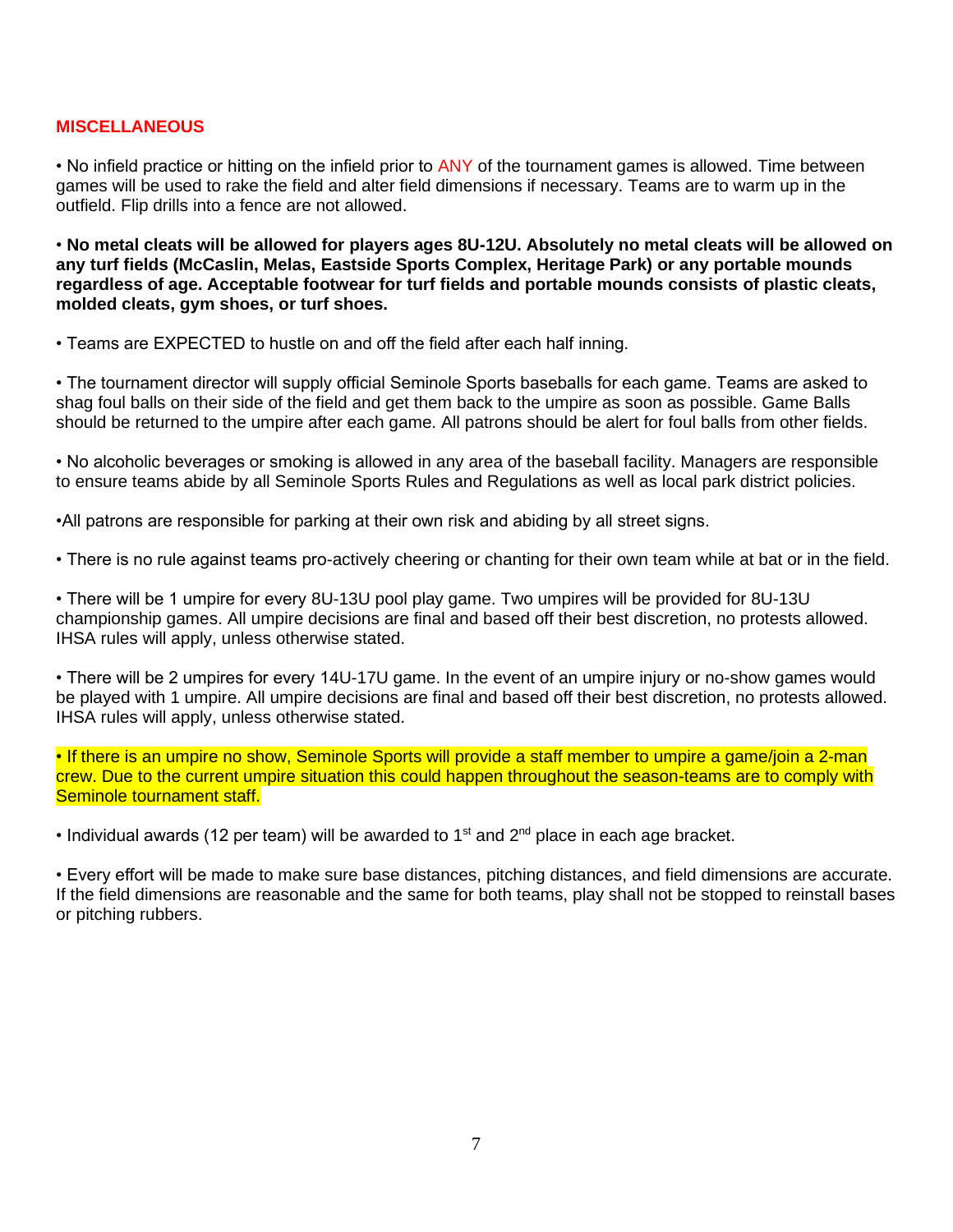## MISCELLANEOUS

• No infield practice or hitting on the infield prior to ANY of the tournament games is allowed. Time between games will be used to rake the field and alter field dimensions if necessary. Teams are to warm up in the outfield. Flip drills into a fence are not allowed.

• **No metal cleats will be allowed for players ages 8U-12U. Absolutely no metal cleats will be allowed on any turf fields (McCaslin, Melas, Eastside Sports Complex, Heritage Park) or any portable mounds regardless of age. Acceptable footwear for turf fields and portable mounds consists of plastic cleats, molded cleats, gym shoes, or turf shoes.**

• Teams are EXPECTED to hustle on and off the field after each half inning.

• The tournament director will supply official Seminole Sports baseballs for each game. Teams are asked to shag foul balls on their side of the field and get them back to the umpire as soon as possible. Game Balls should be returned to the umpire after each game. All patrons should be alert for foul balls from other fields.

• No alcoholic beverages or smoking is allowed in any area of the baseball facility. Managers are responsible to ensure teams abide by all Seminole Sports Rules and Regulations as well as local park district policies.

•All patrons are responsible for parking at their own risk and abiding by all street signs.

• There is no rule against teams pro-actively cheering or chanting for their own team while at bat or in the field.

• There will be 1 umpire for every 8U-13U pool play game. Two umpires will be provided for 8U-13U championship games. All umpire decisions are final and based off their best discretion, no protests allowed. IHSA rules will apply, unless otherwise stated.

• There will be 2 umpires for every 14U-17U game. In the event of an umpire injury or no-show games would be played with 1 umpire. All umpire decisions are final and based off their best discretion, no protests allowed. IHSA rules will apply, unless otherwise stated.

• If there is an umpire no show, Seminole Sports will provide a staff member to umpire a game/join a 2-man crew. Due to the current umpire situation this could happen throughout the season-teams are to comply with Seminole tournament staff.

• Individual awards (12 per team) will be awarded to 1st and 2nd place in each age bracket.

• Every effort will be made to make sure base distances, pitching distances, and field dimensions are accurate. If the field dimensions are reasonable and the same for both teams, play shall not be stopped to reinstall bases or pitching rubbers.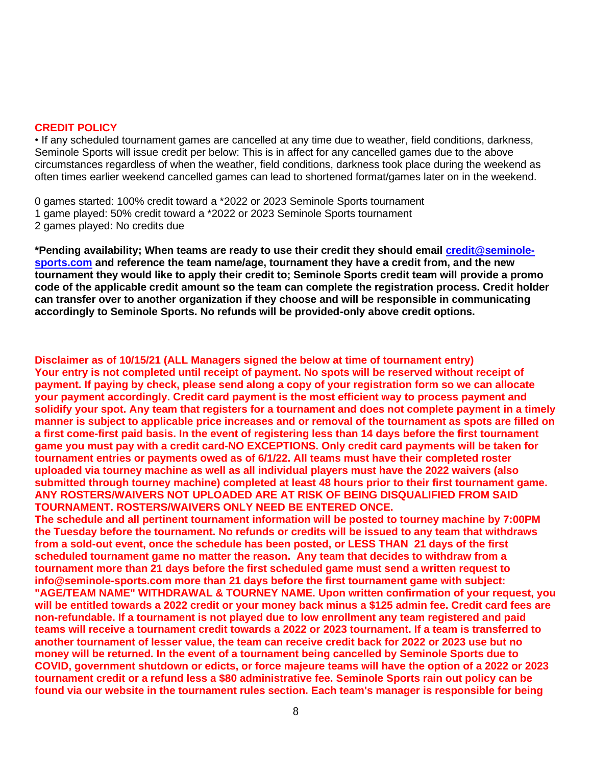## CREDIT POLICY

• If any scheduled tournament games are cancelled at any time due to weather, field conditions, darkness, Seminole Sports will issue credit per below: This is in affect for any cancelled games due to the above circumstances regardless of when the weather, field conditions, darkness took place during the weekend as often times earlier weekend cancelled games can lead to shortened format/games later on in the weekend.

0 games started: 100% credit toward a *2022 or 2023 Seminole Sports tournament
1 game played: 50% credit toward a *2022 or 2023 Seminole Sports tournament
2 games played: No credits due

***Pending availability; When teams are ready to use their credit they should email [credit@seminole-sports.com](mailto:credit@seminole-sports.com) and reference the team name/age, tournament they have a credit from, and the new tournament they would like to apply their credit to; Seminole Sports credit team will provide a promo code of the applicable credit amount so the team can complete the registration process. Credit holder can transfer over to another organization if they choose and will be responsible in communicating accordingly to Seminole Sports. No refunds will be provided-only above credit options.**

**Disclaimer as of 10/15/21 (ALL Managers signed the below at time of tournament entry)**
**Your entry is not completed until receipt of payment. No spots will be reserved without receipt of payment. If paying by check, please send along a copy of your registration form so we can allocate your payment accordingly. Credit card payment is the most efficient way to process payment and solidify your spot. Any team that registers for a tournament and does not complete payment in a timely manner is subject to applicable price increases and or removal of the tournament as spots are filled on a first come-first paid basis. In the event of registering less than 14 days before the first tournament game you must pay with a credit card-NO EXCEPTIONS. Only credit card payments will be taken for tournament entries or payments owed as of 6/1/22. All teams must have their completed roster uploaded via tourney machine as well as all individual players must have the 2022 waivers (also submitted through tourney machine) completed at least 48 hours prior to their first tournament game. ANY ROSTERS/WAIVERS NOT UPLOADED ARE AT RISK OF BEING DISQUALIFIED FROM SAID TOURNAMENT. ROSTERS/WAIVERS ONLY NEED BE ENTERED ONCE.**
**The schedule and all pertinent tournament information will be posted to tourney machine by 7:00PM the Tuesday before the tournament. No refunds or credits will be issued to any team that withdraws from a sold-out event, once the schedule has been posted, or LESS THAN 21 days of the first scheduled tournament game no matter the reason. Any team that decides to withdraw from a tournament more than 21 days before the first scheduled game must send a written request to info@seminole-sports.com more than 21 days before the first tournament game with subject: "AGE/TEAM NAME" WITHDRAWAL & TOURNEY NAME. Upon written confirmation of your request, you will be entitled towards a 2022 credit or your money back minus a $125 admin fee. Credit card fees are non-refundable. If a tournament is not played due to low enrollment any team registered and paid teams will receive a tournament credit towards a 2022 or 2023 tournament. If a team is transferred to another tournament of lesser value, the team can receive credit back for 2022 or 2023 use but no money will be returned. In the event of a tournament being cancelled by Seminole Sports due to COVID, government shutdown or edicts, or force majeure teams will have the option of a 2022 or 2023 tournament credit or a refund less a $80 administrative fee. Seminole Sports rain out policy can be found via our website in the tournament rules section. Each team's manager is responsible for being**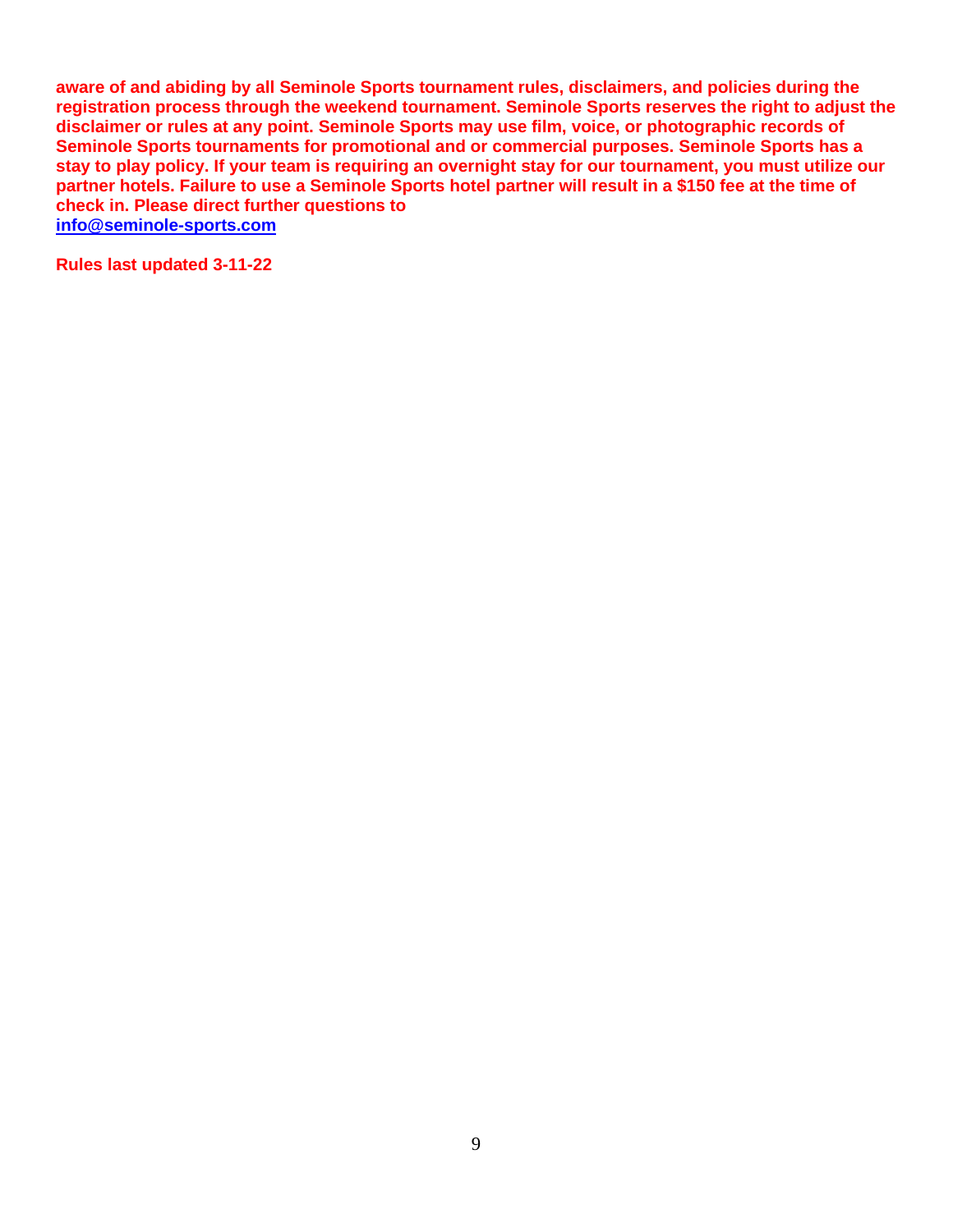**aware of and abiding by all Seminole Sports tournament rules, disclaimers, and policies during the registration process through the weekend tournament. Seminole Sports reserves the right to adjust the disclaimer or rules at any point. Seminole Sports may use film, voice, or photographic records of Seminole Sports tournaments for promotional and or commercial purposes. Seminole Sports has a stay to play policy. If your team is requiring an overnight stay for our tournament, you must utilize our partner hotels. Failure to use a Seminole Sports hotel partner will result in a $150 fee at the time of check in. Please direct further questions to**
**info@seminole-sports.com**

**Rules last updated 3-11-22**